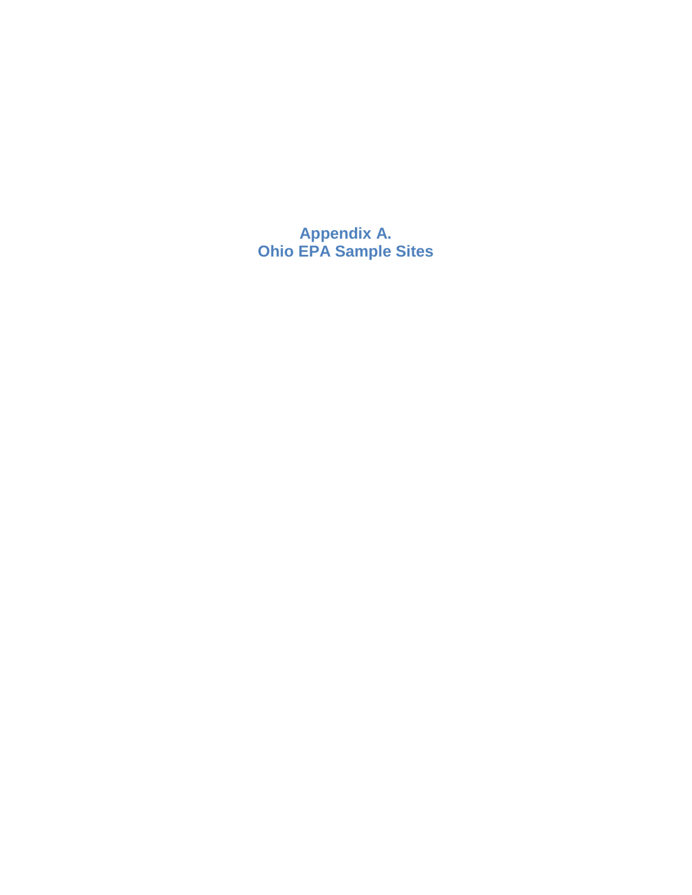# Appendix A.
# Ohio EPA Sample Sites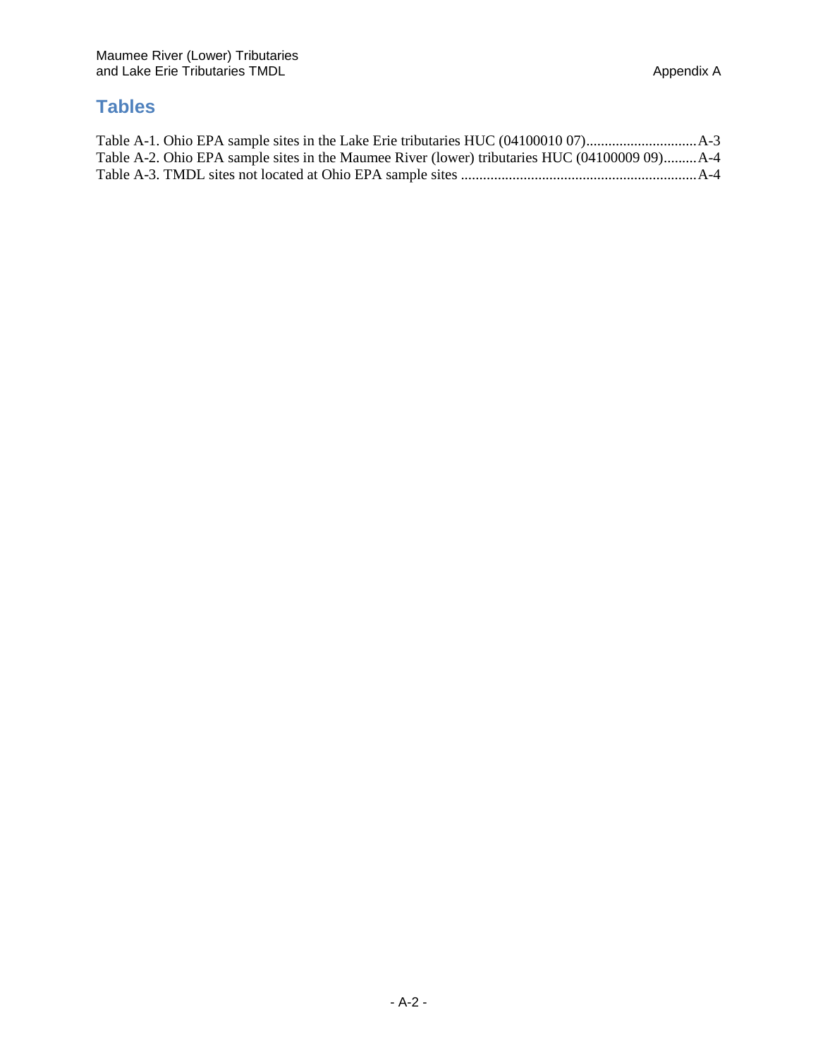## Tables

Table A-1. Ohio EPA sample sites in the Lake Erie tributaries HUC (04100010 07)..............................A-3
Table A-2. Ohio EPA sample sites in the Maumee River (lower) tributaries HUC (04100009 09).........A-4
Table A-3. TMDL sites not located at Ohio EPA sample sites ................................................................A-4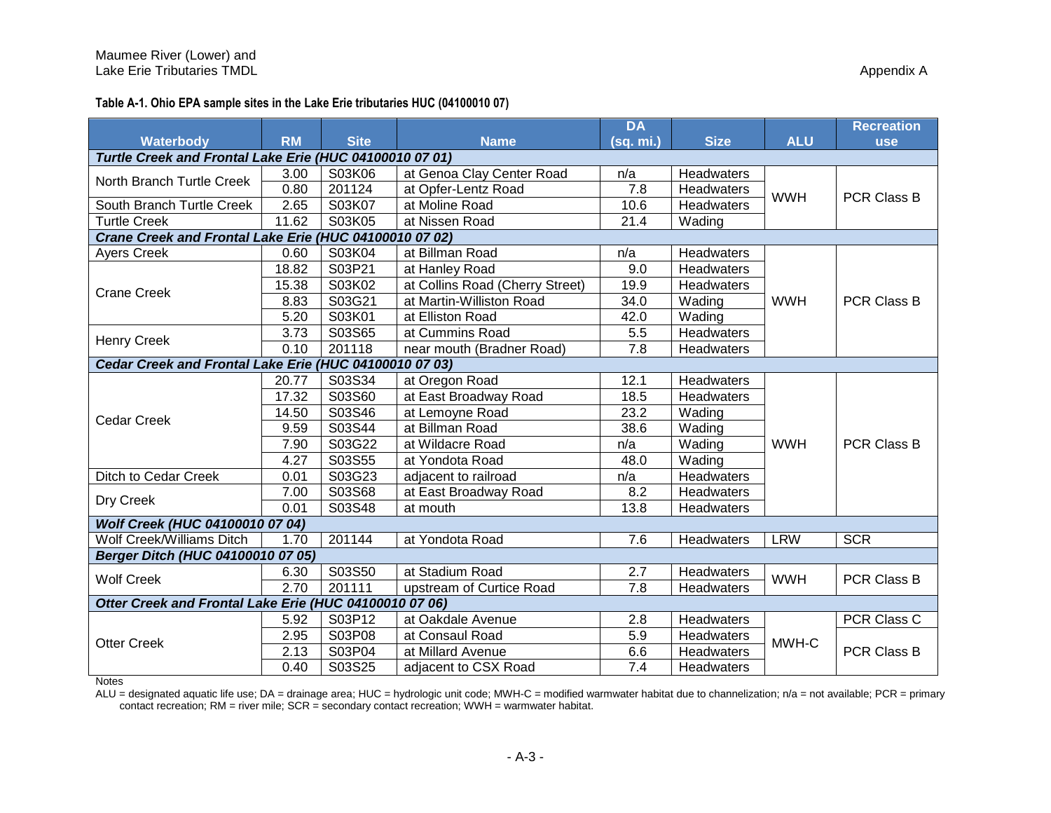**Table A-1. Ohio EPA sample sites in the Lake Erie tributaries HUC (04100010 07)**

| Waterbody | RM | Site | Name | DA (sq. mi.) | Size | ALU | Recreation use |
|---|---|---|---|---|---|---|---|
| ***Turtle Creek and Frontal Lake Erie (HUC 04100010 07 01)*** | | | | | | | |
| North Branch Turtle Creek | 3.00 | S03K06 | at Genoa Clay Center Road | n/a | Headwaters | WWH | PCR Class B |
| | 0.80 | 201124 | at Opfer-Lentz Road | 7.8 | Headwaters | | |
| South Branch Turtle Creek | 2.65 | S03K07 | at Moline Road | 10.6 | Headwaters | | |
| Turtle Creek | 11.62 | S03K05 | at Nissen Road | 21.4 | Wading | | |
| ***Crane Creek and Frontal Lake Erie (HUC 04100010 07 02)*** | | | | | | | |
| Ayers Creek | 0.60 | S03K04 | at Billman Road | n/a | Headwaters | WWH | PCR Class B |
| Crane Creek | 18.82 | S03P21 | at Hanley Road | 9.0 | Headwaters | | |
| | 15.38 | S03K02 | at Collins Road (Cherry Street) | 19.9 | Headwaters | | |
| | 8.83 | S03G21 | at Martin-Williston Road | 34.0 | Wading | | |
| | 5.20 | S03K01 | at Elliston Road | 42.0 | Wading | | |
| Henry Creek | 3.73 | S03S65 | at Cummins Road | 5.5 | Headwaters | | |
| | 0.10 | 201118 | near mouth (Bradner Road) | 7.8 | Headwaters | | |
| ***Cedar Creek and Frontal Lake Erie (HUC 04100010 07 03)*** | | | | | | | |
| Cedar Creek | 20.77 | S03S34 | at Oregon Road | 12.1 | Headwaters | WWH | PCR Class B |
| | 17.32 | S03S60 | at East Broadway Road | 18.5 | Headwaters | | |
| | 14.50 | S03S46 | at Lemoyne Road | 23.2 | Wading | | |
| | 9.59 | S03S44 | at Billman Road | 38.6 | Wading | | |
| | 7.90 | S03G22 | at Wildacre Road | n/a | Wading | | |
| | 4.27 | S03S55 | at Yondota Road | 48.0 | Wading | | |
| Ditch to Cedar Creek | 0.01 | S03G23 | adjacent to railroad | n/a | Headwaters | | |
| Dry Creek | 7.00 | S03S68 | at East Broadway Road | 8.2 | Headwaters | | |
| | 0.01 | S03S48 | at mouth | 13.8 | Headwaters | | |
| ***Wolf Creek (HUC 04100010 07 04)*** | | | | | | | |
| Wolf Creek/Williams Ditch | 1.70 | 201144 | at Yondota Road | 7.6 | Headwaters | LRW | SCR |
| ***Berger Ditch (HUC 04100010 07 05)*** | | | | | | | |
| Wolf Creek | 6.30 | S03S50 | at Stadium Road | 2.7 | Headwaters | WWH | PCR Class B |
| | 2.70 | 201111 | upstream of Curtice Road | 7.8 | Headwaters | | |
| ***Otter Creek and Frontal Lake Erie (HUC 04100010 07 06)*** | | | | | | | |
| Otter Creek | 5.92 | S03P12 | at Oakdale Avenue | 2.8 | Headwaters | MWH-C | PCR Class C |
| | 2.95 | S03P08 | at Consaul Road | 5.9 | Headwaters | | PCR Class B |
| | 2.13 | S03P04 | at Millard Avenue | 6.6 | Headwaters | | |
| | 0.40 | S03S25 | adjacent to CSX Road | 7.4 | Headwaters | | |

Notes

ALU = designated aquatic life use; DA = drainage area; HUC = hydrologic unit code; MWH-C = modified warmwater habitat due to channelization; n/a = not available; PCR = primary contact recreation; RM = river mile; SCR = secondary contact recreation; WWH = warmwater habitat.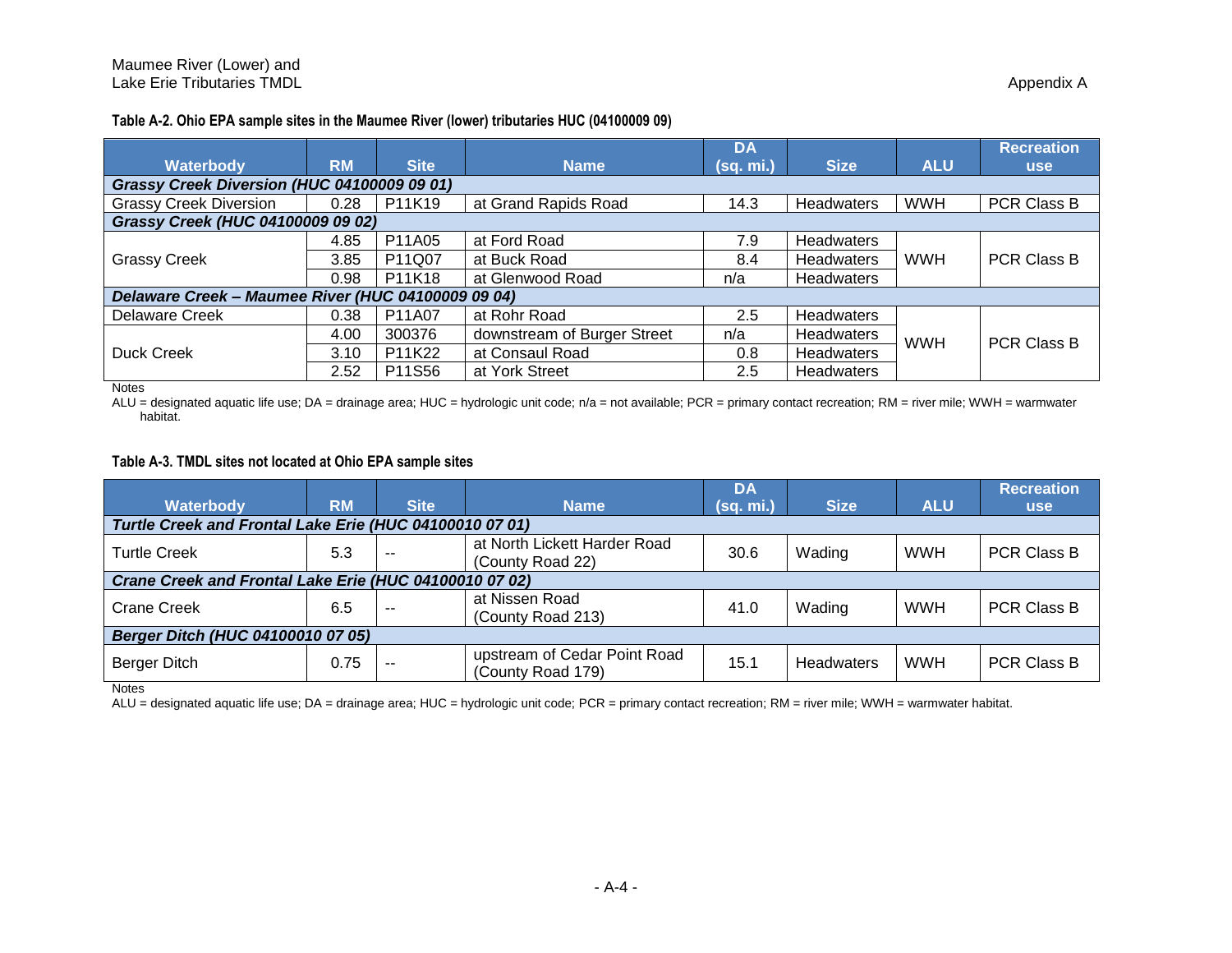**Table A-2. Ohio EPA sample sites in the Maumee River (lower) tributaries HUC (04100009 09)**

| Waterbody | RM | Site | Name | DA (sq. mi.) | Size | ALU | Recreation use |
|---|---|---|---|---|---|---|---|
| ***Grassy Creek Diversion (HUC 04100009 09 01)*** | | | | | | | |
| Grassy Creek Diversion | 0.28 | P11K19 | at Grand Rapids Road | 14.3 | Headwaters | WWH | PCR Class B |
| ***Grassy Creek (HUC 04100009 09 02)*** | | | | | | | |
| Grassy Creek | 4.85 | P11A05 | at Ford Road | 7.9 | Headwaters | WWH | PCR Class B |
| | 3.85 | P11Q07 | at Buck Road | 8.4 | Headwaters | | |
| | 0.98 | P11K18 | at Glenwood Road | n/a | Headwaters | | |
| ***Delaware Creek – Maumee River (HUC 04100009 09 04)*** | | | | | | | |
| Delaware Creek | 0.38 | P11A07 | at Rohr Road | 2.5 | Headwaters | WWH | PCR Class B |
| Duck Creek | 4.00 | 300376 | downstream of Burger Street | n/a | Headwaters | | |
| | 3.10 | P11K22 | at Consaul Road | 0.8 | Headwaters | | |
| | 2.52 | P11S56 | at York Street | 2.5 | Headwaters | | |

Notes
ALU = designated aquatic life use; DA = drainage area; HUC = hydrologic unit code; n/a = not available; PCR = primary contact recreation; RM = river mile; WWH = warmwater habitat.

**Table A-3. TMDL sites not located at Ohio EPA sample sites**

| Waterbody | RM | Site | Name | DA (sq. mi.) | Size | ALU | Recreation use |
|---|---|---|---|---|---|---|---|
| ***Turtle Creek and Frontal Lake Erie (HUC 04100010 07 01)*** | | | | | | | |
| Turtle Creek | 5.3 | -- | at North Lickett Harder Road (County Road 22) | 30.6 | Wading | WWH | PCR Class B |
| ***Crane Creek and Frontal Lake Erie (HUC 04100010 07 02)*** | | | | | | | |
| Crane Creek | 6.5 | -- | at Nissen Road (County Road 213) | 41.0 | Wading | WWH | PCR Class B |
| ***Berger Ditch (HUC 04100010 07 05)*** | | | | | | | |
| Berger Ditch | 0.75 | -- | upstream of Cedar Point Road (County Road 179) | 15.1 | Headwaters | WWH | PCR Class B |

Notes
ALU = designated aquatic life use; DA = drainage area; HUC = hydrologic unit code; PCR = primary contact recreation; RM = river mile; WWH = warmwater habitat.